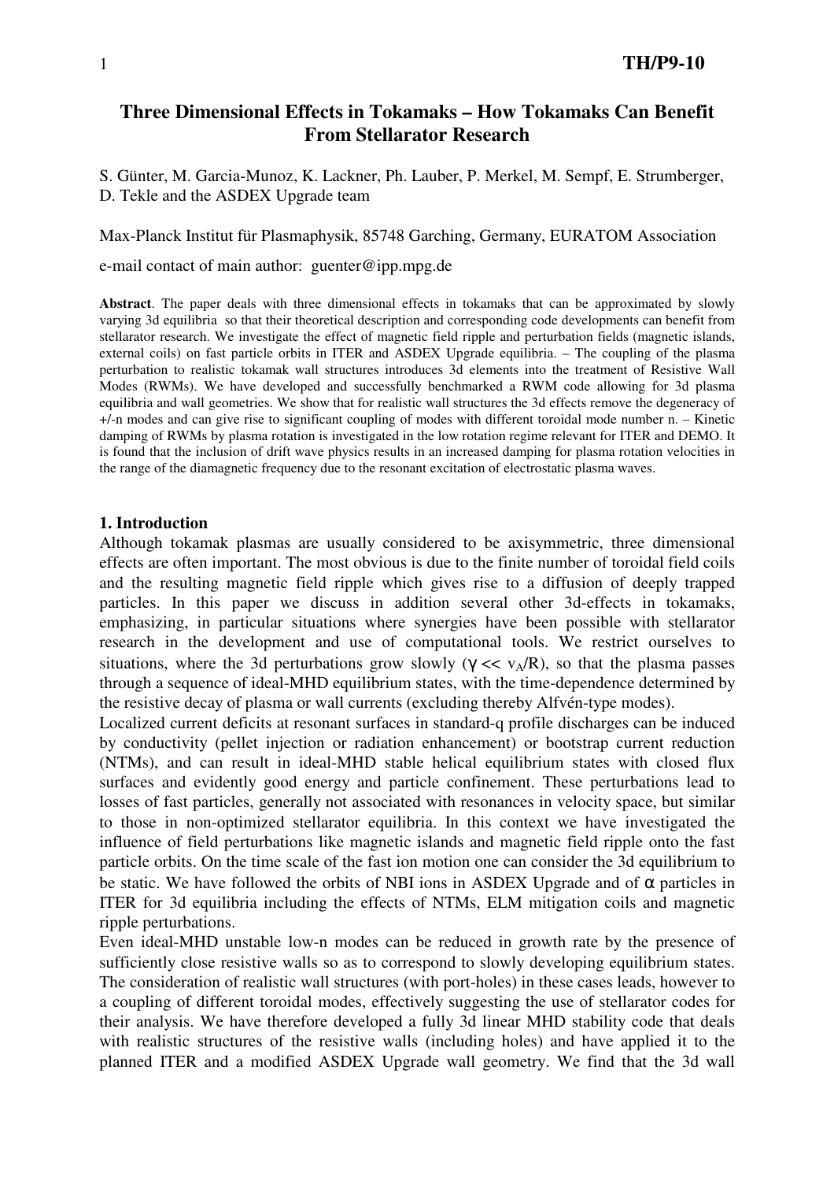# Three Dimensional Effects in Tokamaks – How Tokamaks Can Benefit From Stellarator Research

S. Günter, M. Garcia-Munoz, K. Lackner, Ph. Lauber, P. Merkel, M. Sempf, E. Strumberger, D. Tekle and the ASDEX Upgrade team

Max-Planck Institut für Plasmaphysik, 85748 Garching, Germany, EURATOM Association

e-mail contact of main author: guenter@ipp.mpg.de

**Abstract**. The paper deals with three dimensional effects in tokamaks that can be approximated by slowly varying 3d equilibria so that their theoretical description and corresponding code developments can benefit from stellarator research. We investigate the effect of magnetic field ripple and perturbation fields (magnetic islands, external coils) on fast particle orbits in ITER and ASDEX Upgrade equilibria. – The coupling of the plasma perturbation to realistic tokamak wall structures introduces 3d elements into the treatment of Resistive Wall Modes (RWMs). We have developed and successfully benchmarked a RWM code allowing for 3d plasma equilibria and wall geometries. We show that for realistic wall structures the 3d effects remove the degeneracy of +/-n modes and can give rise to significant coupling of modes with different toroidal mode number n. – Kinetic damping of RWMs by plasma rotation is investigated in the low rotation regime relevant for ITER and DEMO. It is found that the inclusion of drift wave physics results in an increased damping for plasma rotation velocities in the range of the diamagnetic frequency due to the resonant excitation of electrostatic plasma waves.

## 1. Introduction

Although tokamak plasmas are usually considered to be axisymmetric, three dimensional effects are often important. The most obvious is due to the finite number of toroidal field coils and the resulting magnetic field ripple which gives rise to a diffusion of deeply trapped particles. In this paper we discuss in addition several other 3d-effects in tokamaks, emphasizing, in particular situations where synergies have been possible with stellarator research in the development and use of computational tools. We restrict ourselves to situations, where the 3d perturbations grow slowly ($\gamma << v_A/R$), so that the plasma passes through a sequence of ideal-MHD equilibrium states, with the time-dependence determined by the resistive decay of plasma or wall currents (excluding thereby Alfvén-type modes).

Localized current deficits at resonant surfaces in standard-q profile discharges can be induced by conductivity (pellet injection or radiation enhancement) or bootstrap current reduction (NTMs), and can result in ideal-MHD stable helical equilibrium states with closed flux surfaces and evidently good energy and particle confinement. These perturbations lead to losses of fast particles, generally not associated with resonances in velocity space, but similar to those in non-optimized stellarator equilibria. In this context we have investigated the influence of field perturbations like magnetic islands and magnetic field ripple onto the fast particle orbits. On the time scale of the fast ion motion one can consider the 3d equilibrium to be static. We have followed the orbits of NBI ions in ASDEX Upgrade and of $\alpha$ particles in ITER for 3d equilibria including the effects of NTMs, ELM mitigation coils and magnetic ripple perturbations.

Even ideal-MHD unstable low-n modes can be reduced in growth rate by the presence of sufficiently close resistive walls so as to correspond to slowly developing equilibrium states. The consideration of realistic wall structures (with port-holes) in these cases leads, however to a coupling of different toroidal modes, effectively suggesting the use of stellarator codes for their analysis. We have therefore developed a fully 3d linear MHD stability code that deals with realistic structures of the resistive walls (including holes) and have applied it to the planned ITER and a modified ASDEX Upgrade wall geometry. We find that the 3d wall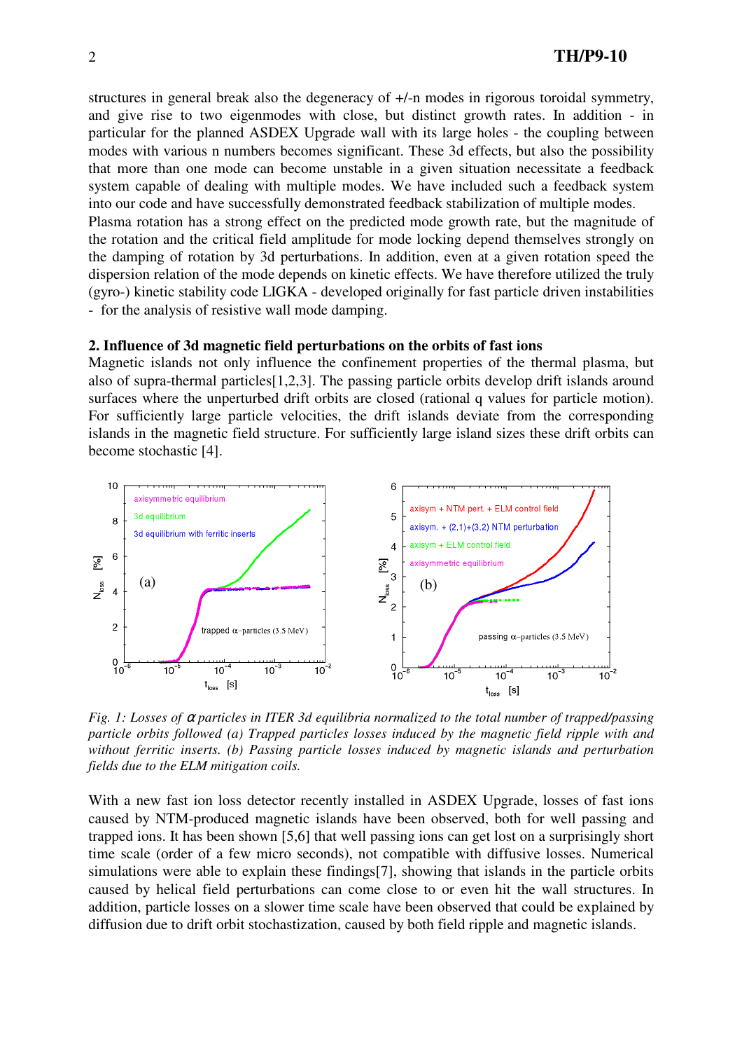structures in general break also the degeneracy of +/-n modes in rigorous toroidal symmetry, and give rise to two eigenmodes with close, but distinct growth rates. In addition - in particular for the planned ASDEX Upgrade wall with its large holes - the coupling between modes with various n numbers becomes significant. These 3d effects, but also the possibility that more than one mode can become unstable in a given situation necessitate a feedback system capable of dealing with multiple modes. We have included such a feedback system into our code and have successfully demonstrated feedback stabilization of multiple modes.

Plasma rotation has a strong effect on the predicted mode growth rate, but the magnitude of the rotation and the critical field amplitude for mode locking depend themselves strongly on the damping of rotation by 3d perturbations. In addition, even at a given rotation speed the dispersion relation of the mode depends on kinetic effects. We have therefore utilized the truly (gyro-) kinetic stability code LIGKA - developed originally for fast particle driven instabilities - for the analysis of resistive wall mode damping.

## 2. Influence of 3d magnetic field perturbations on the orbits of fast ions

Magnetic islands not only influence the confinement properties of the thermal plasma, but also of supra-thermal particles[1,2,3]. The passing particle orbits develop drift islands around surfaces where the unperturbed drift orbits are closed (rational q values for particle motion). For sufficiently large particle velocities, the drift islands deviate from the corresponding islands in the magnetic field structure. For sufficiently large island sizes these drift orbits can become stochastic [4].

*Fig. 1: Losses of $\alpha$ particles in ITER 3d equilibria normalized to the total number of trapped/passing particle orbits followed (a) Trapped particles losses induced by the magnetic field ripple with and without ferritic inserts. (b) Passing particle losses induced by magnetic islands and perturbation fields due to the ELM mitigation coils.*

With a new fast ion loss detector recently installed in ASDEX Upgrade, losses of fast ions caused by NTM-produced magnetic islands have been observed, both for well passing and trapped ions. It has been shown [5,6] that well passing ions can get lost on a surprisingly short time scale (order of a few micro seconds), not compatible with diffusive losses. Numerical simulations were able to explain these findings[7], showing that islands in the particle orbits caused by helical field perturbations can come close to or even hit the wall structures. In addition, particle losses on a slower time scale have been observed that could be explained by diffusion due to drift orbit stochastization, caused by both field ripple and magnetic islands.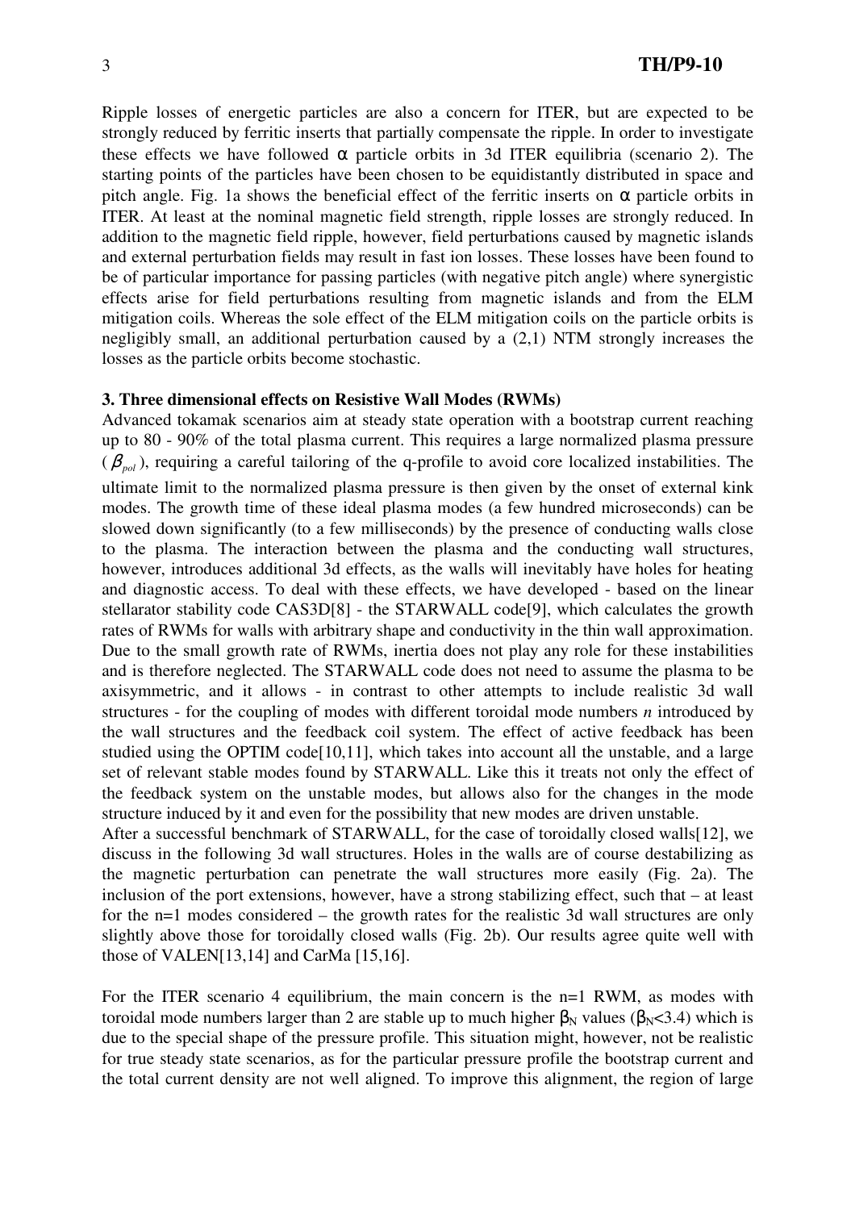Ripple losses of energetic particles are also a concern for ITER, but are expected to be strongly reduced by ferritic inserts that partially compensate the ripple. In order to investigate these effects we have followed $\alpha$ particle orbits in 3d ITER equilibria (scenario 2). The starting points of the particles have been chosen to be equidistantly distributed in space and pitch angle. Fig. 1a shows the beneficial effect of the ferritic inserts on $\alpha$ particle orbits in ITER. At least at the nominal magnetic field strength, ripple losses are strongly reduced. In addition to the magnetic field ripple, however, field perturbations caused by magnetic islands and external perturbation fields may result in fast ion losses. These losses have been found to be of particular importance for passing particles (with negative pitch angle) where synergistic effects arise for field perturbations resulting from magnetic islands and from the ELM mitigation coils. Whereas the sole effect of the ELM mitigation coils on the particle orbits is negligibly small, an additional perturbation caused by a (2,1) NTM strongly increases the losses as the particle orbits become stochastic.

### 3. Three dimensional effects on Resistive Wall Modes (RWMs)

Advanced tokamak scenarios aim at steady state operation with a bootstrap current reaching up to 80 - 90% of the total plasma current. This requires a large normalized plasma pressure ($\beta_{pol}$), requiring a careful tailoring of the q-profile to avoid core localized instabilities. The ultimate limit to the normalized plasma pressure is then given by the onset of external kink modes. The growth time of these ideal plasma modes (a few hundred microseconds) can be slowed down significantly (to a few milliseconds) by the presence of conducting walls close to the plasma. The interaction between the plasma and the conducting wall structures, however, introduces additional 3d effects, as the walls will inevitably have holes for heating and diagnostic access. To deal with these effects, we have developed - based on the linear stellarator stability code CAS3D[8] - the STARWALL code[9], which calculates the growth rates of RWMs for walls with arbitrary shape and conductivity in the thin wall approximation. Due to the small growth rate of RWMs, inertia does not play any role for these instabilities and is therefore neglected. The STARWALL code does not need to assume the plasma to be axisymmetric, and it allows - in contrast to other attempts to include realistic 3d wall structures - for the coupling of modes with different toroidal mode numbers *n* introduced by the wall structures and the feedback coil system. The effect of active feedback has been studied using the OPTIM code[10,11], which takes into account all the unstable, and a large set of relevant stable modes found by STARWALL. Like this it treats not only the effect of the feedback system on the unstable modes, but allows also for the changes in the mode structure induced by it and even for the possibility that new modes are driven unstable.

After a successful benchmark of STARWALL, for the case of toroidally closed walls[12], we discuss in the following 3d wall structures. Holes in the walls are of course destabilizing as the magnetic perturbation can penetrate the wall structures more easily (Fig. 2a). The inclusion of the port extensions, however, have a strong stabilizing effect, such that – at least for the n=1 modes considered – the growth rates for the realistic 3d wall structures are only slightly above those for toroidally closed walls (Fig. 2b). Our results agree quite well with those of VALEN[13,14] and CarMa [15,16].

For the ITER scenario 4 equilibrium, the main concern is the n=1 RWM, as modes with toroidal mode numbers larger than 2 are stable up to much higher $\beta_N$ values ($\beta_N$<3.4) which is due to the special shape of the pressure profile. This situation might, however, not be realistic for true steady state scenarios, as for the particular pressure profile the bootstrap current and the total current density are not well aligned. To improve this alignment, the region of large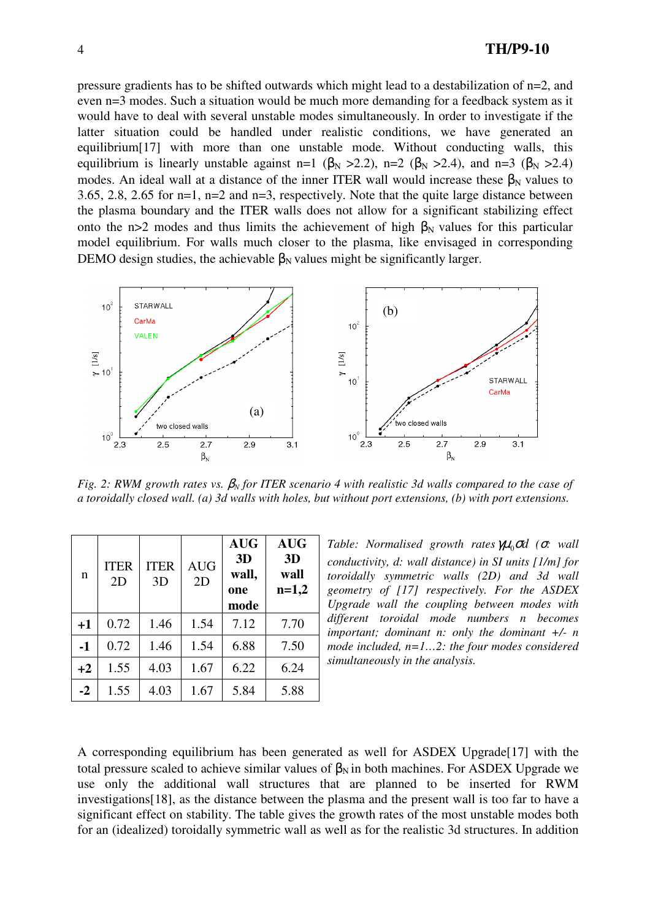pressure gradients has to be shifted outwards which might lead to a destabilization of n=2, and even n=3 modes. Such a situation would be much more demanding for a feedback system as it would have to deal with several unstable modes simultaneously. In order to investigate if the latter situation could be handled under realistic conditions, we have generated an equilibrium[17] with more than one unstable mode. Without conducting walls, this equilibrium is linearly unstable against n=1 ($\beta_N$ >2.2), n=2 ($\beta_N$ >2.4), and n=3 ($\beta_N$ >2.4) modes. An ideal wall at a distance of the inner ITER wall would increase these $\beta_N$ values to 3.65, 2.8, 2.65 for n=1, n=2 and n=3, respectively. Note that the quite large distance between the plasma boundary and the ITER walls does not allow for a significant stabilizing effect onto the n>2 modes and thus limits the achievement of high $\beta_N$ values for this particular model equilibrium. For walls much closer to the plasma, like envisaged in corresponding DEMO design studies, the achievable $\beta_N$ values might be significantly larger.

*Fig. 2: RWM growth rates vs. $\beta_N$ for ITER scenario 4 with realistic 3d walls compared to the case of a toroidally closed wall. (a) 3d walls with holes, but without port extensions, (b) with port extensions.*

| n | ITER 2D | ITER 3D | AUG 2D | AUG 3D wall, one mode | AUG 3D wall n=1,2 |
|---|---|---|---|---|---|
| +1 | 0.72 | 1.46 | 1.54 | 7.12 | 7.70 |
| -1 | 0.72 | 1.46 | 1.54 | 6.88 | 7.50 |
| +2 | 1.55 | 4.03 | 1.67 | 6.22 | 6.24 |
| -2 | 1.55 | 4.03 | 1.67 | 5.84 | 5.88 |

*Table: Normalised growth rates $\gamma\mu_0\sigma d$ ($\sigma$: wall conductivity, d: wall distance) in SI units [1/m] for toroidally symmetric walls (2D) and 3d wall geometry of [17] respectively. For the ASDEX Upgrade wall the coupling between modes with different toroidal mode numbers n becomes important; dominant n: only the dominant +/- n mode included, n=1…2: the four modes considered simultaneously in the analysis.*

A corresponding equilibrium has been generated as well for ASDEX Upgrade[17] with the total pressure scaled to achieve similar values of $\beta_N$ in both machines. For ASDEX Upgrade we use only the additional wall structures that are planned to be inserted for RWM investigations[18], as the distance between the plasma and the present wall is too far to have a significant effect on stability. The table gives the growth rates of the most unstable modes both for an (idealized) toroidally symmetric wall as well as for the realistic 3d structures. In addition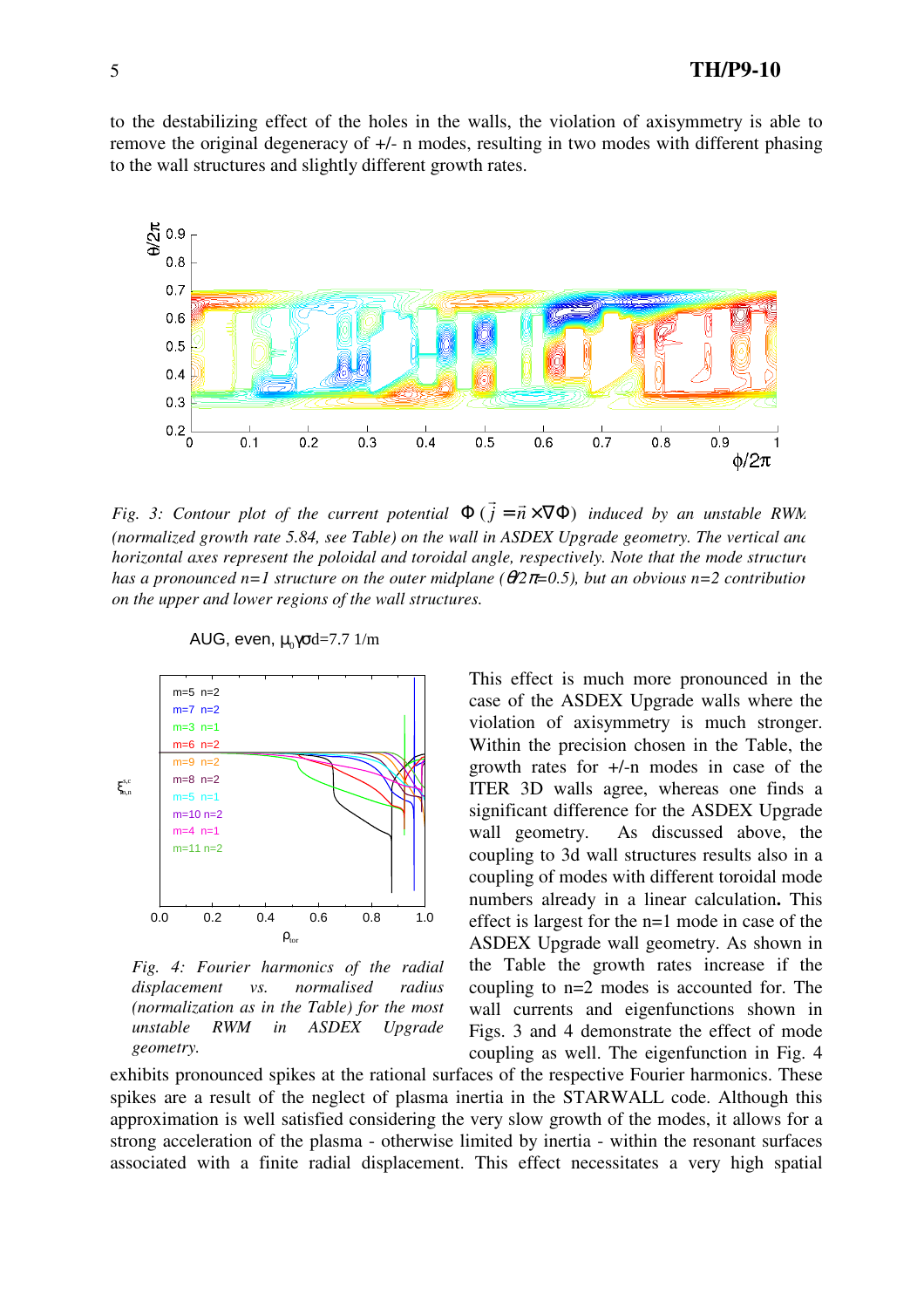to the destabilizing effect of the holes in the walls, the violation of axisymmetry is able to remove the original degeneracy of +/- n modes, resulting in two modes with different phasing to the wall structures and slightly different growth rates.

*Fig. 3: Contour plot of the current potential $\Phi$ ($\vec{j} = \vec{n} \times \nabla\Phi$) induced by an unstable RWM (normalized growth rate 5.84, see Table) on the wall in ASDEX Upgrade geometry. The vertical and horizontal axes represent the poloidal and toroidal angle, respectively. Note that the mode structure has a pronounced n=1 structure on the outer midplane ($\theta/2\pi$=0.5), but an obvious n=2 contribution on the upper and lower regions of the wall structures.*

*Fig. 4: Fourier harmonics of the radial displacement vs. normalised radius (normalization as in the Table) for the most unstable RWM in ASDEX Upgrade geometry.*

This effect is much more pronounced in the case of the ASDEX Upgrade walls where the violation of axisymmetry is much stronger. Within the precision chosen in the Table, the growth rates for +/-n modes in case of the ITER 3D walls agree, whereas one finds a significant difference for the ASDEX Upgrade wall geometry. As discussed above, the coupling to 3d wall structures results also in a coupling of modes with different toroidal mode numbers already in a linear calculation. This effect is largest for the n=1 mode in case of the ASDEX Upgrade wall geometry. As shown in the Table the growth rates increase if the coupling to n=2 modes is accounted for. The wall currents and eigenfunctions shown in Figs. 3 and 4 demonstrate the effect of mode coupling as well. The eigenfunction in Fig. 4 exhibits pronounced spikes at the rational surfaces of the respective Fourier harmonics. These spikes are a result of the neglect of plasma inertia in the STARWALL code. Although this approximation is well satisfied considering the very slow growth of the modes, it allows for a strong acceleration of the plasma - otherwise limited by inertia - within the resonant surfaces associated with a finite radial displacement. This effect necessitates a very high spatial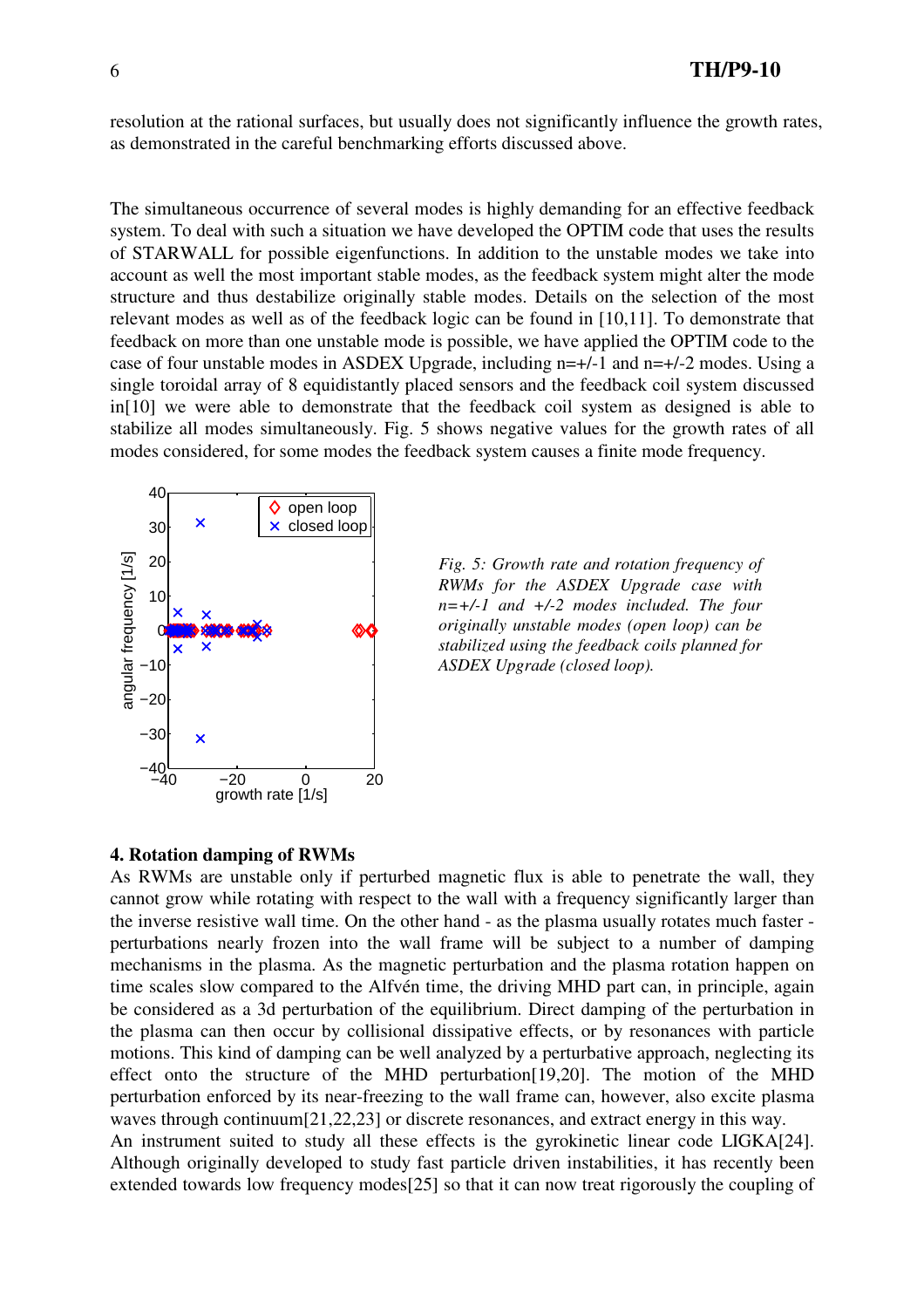resolution at the rational surfaces, but usually does not significantly influence the growth rates, as demonstrated in the careful benchmarking efforts discussed above.

The simultaneous occurrence of several modes is highly demanding for an effective feedback system. To deal with such a situation we have developed the OPTIM code that uses the results of STARWALL for possible eigenfunctions. In addition to the unstable modes we take into account as well the most important stable modes, as the feedback system might alter the mode structure and thus destabilize originally stable modes. Details on the selection of the most relevant modes as well as of the feedback logic can be found in [10,11]. To demonstrate that feedback on more than one unstable mode is possible, we have applied the OPTIM code to the case of four unstable modes in ASDEX Upgrade, including n=+/-1 and n=+/-2 modes. Using a single toroidal array of 8 equidistantly placed sensors and the feedback coil system discussed in[10] we were able to demonstrate that the feedback coil system as designed is able to stabilize all modes simultaneously. Fig. 5 shows negative values for the growth rates of all modes considered, for some modes the feedback system causes a finite mode frequency.

*Fig. 5: Growth rate and rotation frequency of RWMs for the ASDEX Upgrade case with n=+/-1 and +/-2 modes included. The four originally unstable modes (open loop) can be stabilized using the feedback coils planned for ASDEX Upgrade (closed loop).*

## 4. Rotation damping of RWMs

As RWMs are unstable only if perturbed magnetic flux is able to penetrate the wall, they cannot grow while rotating with respect to the wall with a frequency significantly larger than the inverse resistive wall time. On the other hand - as the plasma usually rotates much faster - perturbations nearly frozen into the wall frame will be subject to a number of damping mechanisms in the plasma. As the magnetic perturbation and the plasma rotation happen on time scales slow compared to the Alfvén time, the driving MHD part can, in principle, again be considered as a 3d perturbation of the equilibrium. Direct damping of the perturbation in the plasma can then occur by collisional dissipative effects, or by resonances with particle motions. This kind of damping can be well analyzed by a perturbative approach, neglecting its effect onto the structure of the MHD perturbation[19,20]. The motion of the MHD perturbation enforced by its near-freezing to the wall frame can, however, also excite plasma waves through continuum[21,22,23] or discrete resonances, and extract energy in this way.
An instrument suited to study all these effects is the gyrokinetic linear code LIGKA[24]. Although originally developed to study fast particle driven instabilities, it has recently been extended towards low frequency modes[25] so that it can now treat rigorously the coupling of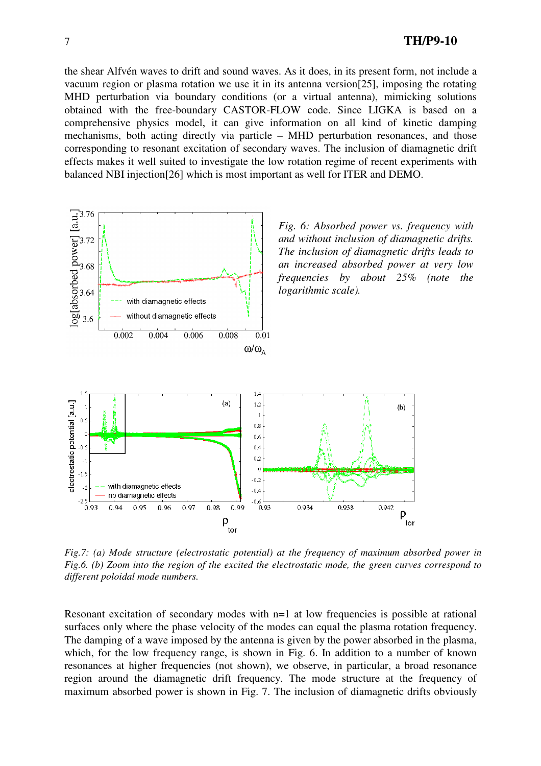the shear Alfvén waves to drift and sound waves. As it does, in its present form, not include a vacuum region or plasma rotation we use it in its antenna version[25], imposing the rotating MHD perturbation via boundary conditions (or a virtual antenna), mimicking solutions obtained with the free-boundary CASTOR-FLOW code. Since LIGKA is based on a comprehensive physics model, it can give information on all kind of kinetic damping mechanisms, both acting directly via particle – MHD perturbation resonances, and those corresponding to resonant excitation of secondary waves. The inclusion of diamagnetic drift effects makes it well suited to investigate the low rotation regime of recent experiments with balanced NBI injection[26] which is most important as well for ITER and DEMO.

*Fig. 6: Absorbed power vs. frequency with and without inclusion of diamagnetic drifts. The inclusion of diamagnetic drifts leads to an increased absorbed power at very low frequencies by about 25% (note the logarithmic scale).*

*Fig.7: (a) Mode structure (electrostatic potential) at the frequency of maximum absorbed power in Fig.6. (b) Zoom into the region of the excited the electrostatic mode, the green curves correspond to different poloidal mode numbers.*

Resonant excitation of secondary modes with n=1 at low frequencies is possible at rational surfaces only where the phase velocity of the modes can equal the plasma rotation frequency. The damping of a wave imposed by the antenna is given by the power absorbed in the plasma, which, for the low frequency range, is shown in Fig. 6. In addition to a number of known resonances at higher frequencies (not shown), we observe, in particular, a broad resonance region around the diamagnetic drift frequency. The mode structure at the frequency of maximum absorbed power is shown in Fig. 7. The inclusion of diamagnetic drifts obviously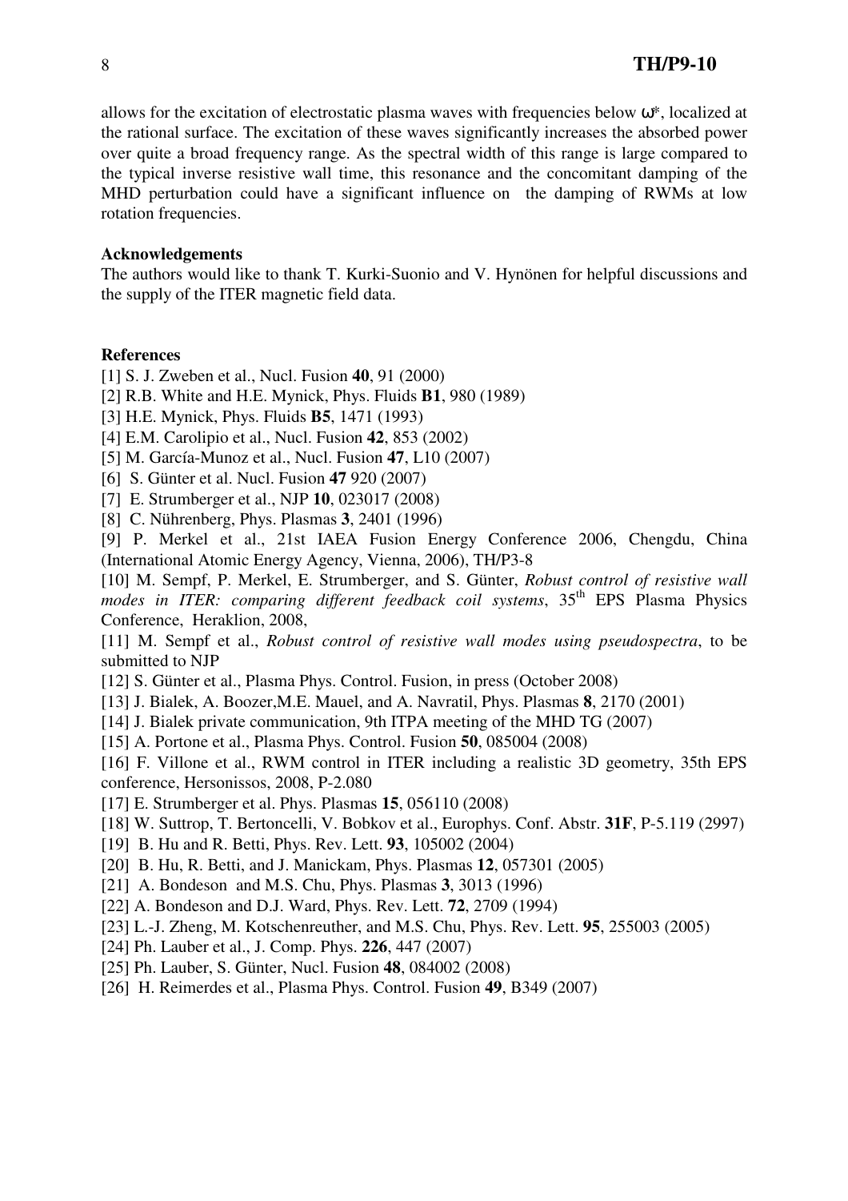allows for the excitation of electrostatic plasma waves with frequencies below $\omega^*$, localized at the rational surface. The excitation of these waves significantly increases the absorbed power over quite a broad frequency range. As the spectral width of this range is large compared to the typical inverse resistive wall time, this resonance and the concomitant damping of the MHD perturbation could have a significant influence on the damping of RWMs at low rotation frequencies.

**Acknowledgements**

The authors would like to thank T. Kurki-Suonio and V. Hynönen for helpful discussions and the supply of the ITER magnetic field data.

**References**

[1] S. J. Zweben et al., Nucl. Fusion **40**, 91 (2000)

[2] R.B. White and H.E. Mynick, Phys. Fluids **B1**, 980 (1989)

[3] H.E. Mynick, Phys. Fluids **B5**, 1471 (1993)

[4] E.M. Carolipio et al., Nucl. Fusion **42**, 853 (2002)

[5] M. García-Munoz et al., Nucl. Fusion **47**, L10 (2007)

[6] S. Günter et al. Nucl. Fusion **47** 920 (2007)

[7] E. Strumberger et al., NJP **10**, 023017 (2008)

[8] C. Nührenberg, Phys. Plasmas **3**, 2401 (1996)

[9] P. Merkel et al., 21st IAEA Fusion Energy Conference 2006, Chengdu, China (International Atomic Energy Agency, Vienna, 2006), TH/P3-8

[10] M. Sempf, P. Merkel, E. Strumberger, and S. Günter, *Robust control of resistive wall modes in ITER: comparing different feedback coil systems*, 35th EPS Plasma Physics Conference, Heraklion, 2008,

[11] M. Sempf et al., *Robust control of resistive wall modes using pseudospectra*, to be submitted to NJP

[12] S. Günter et al., Plasma Phys. Control. Fusion, in press (October 2008)

[13] J. Bialek, A. Boozer,M.E. Mauel, and A. Navratil, Phys. Plasmas **8**, 2170 (2001)

[14] J. Bialek private communication, 9th ITPA meeting of the MHD TG (2007)

[15] A. Portone et al., Plasma Phys. Control. Fusion **50**, 085004 (2008)

[16] F. Villone et al., RWM control in ITER including a realistic 3D geometry, 35th EPS conference, Hersonissos, 2008, P-2.080

[17] E. Strumberger et al. Phys. Plasmas **15**, 056110 (2008)

[18] W. Suttrop, T. Bertoncelli, V. Bobkov et al., Europhys. Conf. Abstr. **31F**, P-5.119 (2997)

[19] B. Hu and R. Betti, Phys. Rev. Lett. **93**, 105002 (2004)

[20] B. Hu, R. Betti, and J. Manickam, Phys. Plasmas **12**, 057301 (2005)

[21] A. Bondeson and M.S. Chu, Phys. Plasmas **3**, 3013 (1996)

[22] A. Bondeson and D.J. Ward, Phys. Rev. Lett. **72**, 2709 (1994)

[23] L.-J. Zheng, M. Kotschenreuther, and M.S. Chu, Phys. Rev. Lett. **95**, 255003 (2005)

[24] Ph. Lauber et al., J. Comp. Phys. **226**, 447 (2007)

[25] Ph. Lauber, S. Günter, Nucl. Fusion **48**, 084002 (2008)

[26] H. Reimerdes et al., Plasma Phys. Control. Fusion **49**, B349 (2007)